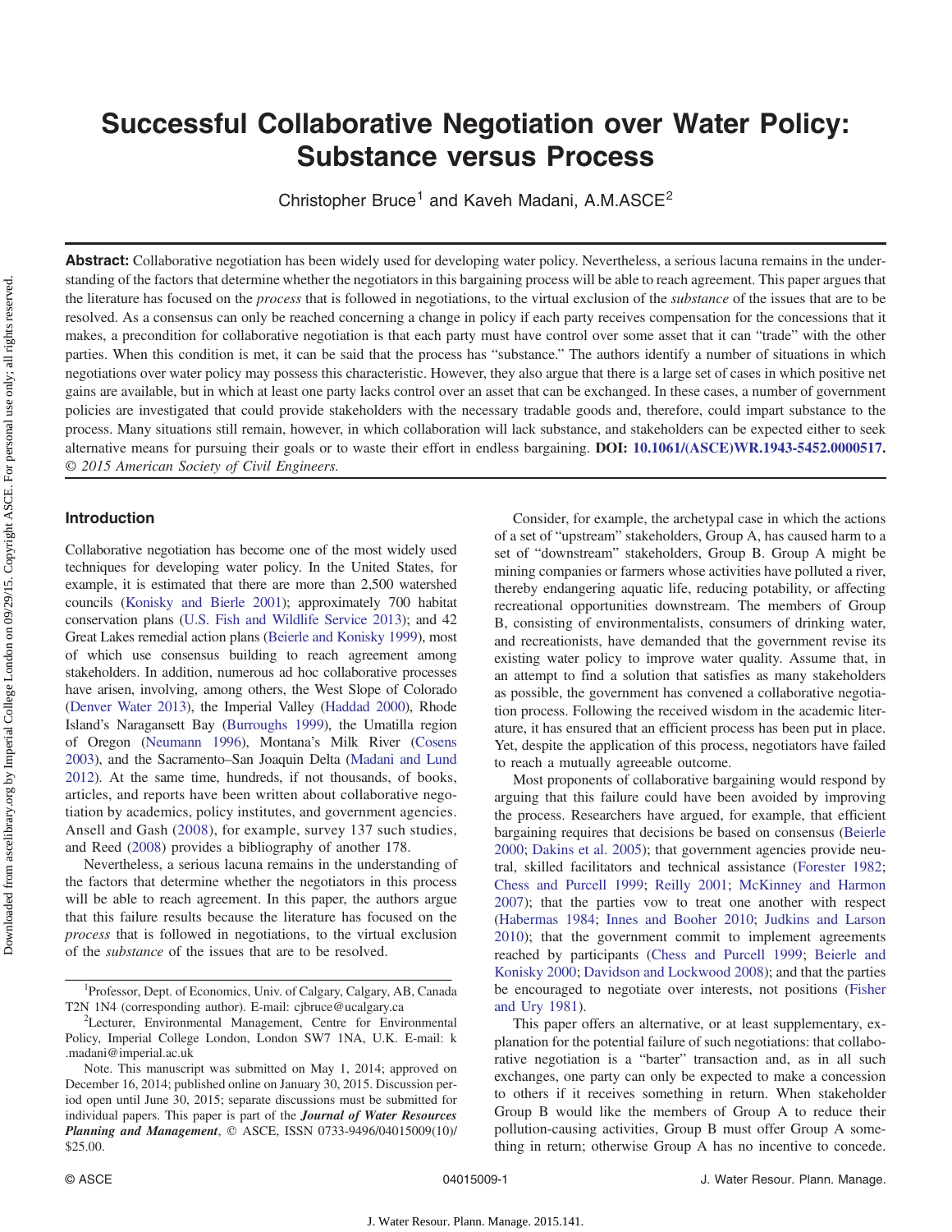# Successful Collaborative Negotiation over Water Policy: Substance versus Process

Christopher Bruce[1] and Kaveh Madani, A.M.ASCE[2]

**Abstract:** Collaborative negotiation has been widely used for developing water policy. Nevertheless, a serious lacuna remains in the understanding of the factors that determine whether the negotiators in this bargaining process will be able to reach agreement. This paper argues that the literature has focused on the *process* that is followed in negotiations, to the virtual exclusion of the *substance* of the issues that are to be resolved. As a consensus can only be reached concerning a change in policy if each party receives compensation for the concessions that it makes, a precondition for collaborative negotiation is that each party must have control over some asset that it can "trade" with the other parties. When this condition is met, it can be said that the process has "substance." The authors identify a number of situations in which negotiations over water policy may possess this characteristic. However, they also argue that there is a large set of cases in which positive net gains are available, but in which at least one party lacks control over an asset that can be exchanged. In these cases, a number of government policies are investigated that could provide stakeholders with the necessary tradable goods and, therefore, could impart substance to the process. Many situations still remain, however, in which collaboration will lack substance, and stakeholders can be expected either to seek alternative means for pursuing their goals or to waste their effort in endless bargaining. **DOI:** 10.1061/(ASCE)WR.1943-5452.0000517. *© 2015 American Society of Civil Engineers.*

## Introduction

Collaborative negotiation has become one of the most widely used techniques for developing water policy. In the United States, for example, it is estimated that there are more than 2,500 watershed councils (Konisky and Bierle 2001); approximately 700 habitat conservation plans (U.S. Fish and Wildlife Service 2013); and 42 Great Lakes remedial action plans (Beierle and Konisky 1999), most of which use consensus building to reach agreement among stakeholders. In addition, numerous ad hoc collaborative processes have arisen, involving, among others, the West Slope of Colorado (Denver Water 2013), the Imperial Valley (Haddad 2000), Rhode Island's Naragansett Bay (Burroughs 1999), the Umatilla region of Oregon (Neumann 1996), Montana's Milk River (Cosens 2003), and the Sacramento–San Joaquin Delta (Madani and Lund 2012). At the same time, hundreds, if not thousands, of books, articles, and reports have been written about collaborative negotiation by academics, policy institutes, and government agencies. Ansell and Gash (2008), for example, survey 137 such studies, and Reed (2008) provides a bibliography of another 178.

Nevertheless, a serious lacuna remains in the understanding of the factors that determine whether the negotiators in this process will be able to reach agreement. In this paper, the authors argue that this failure results because the literature has focused on the *process* that is followed in negotiations, to the virtual exclusion of the *substance* of the issues that are to be resolved.

Consider, for example, the archetypal case in which the actions of a set of "upstream" stakeholders, Group A, has caused harm to a set of "downstream" stakeholders, Group B. Group A might be mining companies or farmers whose activities have polluted a river, thereby endangering aquatic life, reducing potability, or affecting recreational opportunities downstream. The members of Group B, consisting of environmentalists, consumers of drinking water, and recreationists, have demanded that the government revise its existing water policy to improve water quality. Assume that, in an attempt to find a solution that satisfies as many stakeholders as possible, the government has convened a collaborative negotiation process. Following the received wisdom in the academic literature, it has ensured that an efficient process has been put in place. Yet, despite the application of this process, negotiators have failed to reach a mutually agreeable outcome.

Most proponents of collaborative bargaining would respond by arguing that this failure could have been avoided by improving the process. Researchers have argued, for example, that efficient bargaining requires that decisions be based on consensus (Beierle 2000; Dakins et al. 2005); that government agencies provide neutral, skilled facilitators and technical assistance (Forester 1982; Chess and Purcell 1999; Reilly 2001; McKinney and Harmon 2007); that the parties vow to treat one another with respect (Habermas 1984; Innes and Booher 2010; Judkins and Larson 2010); that the government commit to implement agreements reached by participants (Chess and Purcell 1999; Beierle and Konisky 2000; Davidson and Lockwood 2008); and that the parties be encouraged to negotiate over interests, not positions (Fisher and Ury 1981).

This paper offers an alternative, or at least supplementary, explanation for the potential failure of such negotiations: that collaborative negotiation is a "barter" transaction and, as in all such exchanges, one party can only be expected to make a concession to others if it receives something in return. When stakeholder Group B would like the members of Group A to reduce their pollution-causing activities, Group B must offer Group A something in return; otherwise Group A has no incentive to concede.

---

[1]Professor, Dept. of Economics, Univ. of Calgary, Calgary, AB, Canada T2N 1N4 (corresponding author). E-mail: cjbruce@ucalgary.ca

[2]Lecturer, Environmental Management, Centre for Environmental Policy, Imperial College London, London SW7 1NA, U.K. E-mail: k.madani@imperial.ac.uk

Note. This manuscript was submitted on May 1, 2014; approved on December 16, 2014; published online on January 30, 2015. Discussion period open until June 30, 2015; separate discussions must be submitted for individual papers. This paper is part of the ***Journal of Water Resources Planning and Management***, © ASCE, ISSN 0733-9496/04015009(10)/$25.00.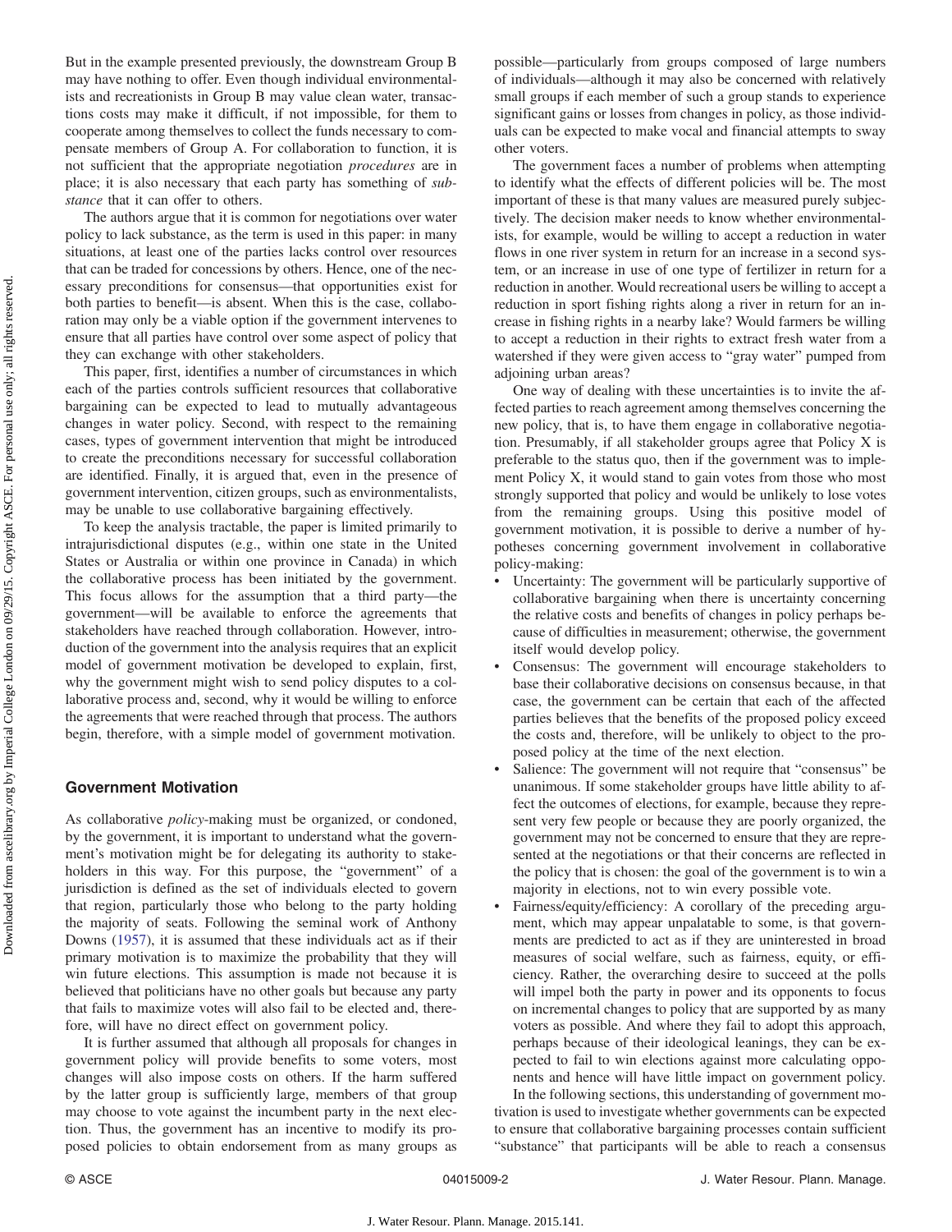But in the example presented previously, the downstream Group B may have nothing to offer. Even though individual environmentalists and recreationists in Group B may value clean water, transactions costs may make it difficult, if not impossible, for them to cooperate among themselves to collect the funds necessary to compensate members of Group A. For collaboration to function, it is not sufficient that the appropriate negotiation *procedures* are in place; it is also necessary that each party has something of *substance* that it can offer to others.

The authors argue that it is common for negotiations over water policy to lack substance, as the term is used in this paper: in many situations, at least one of the parties lacks control over resources that can be traded for concessions by others. Hence, one of the necessary preconditions for consensus—that opportunities exist for both parties to benefit—is absent. When this is the case, collaboration may only be a viable option if the government intervenes to ensure that all parties have control over some aspect of policy that they can exchange with other stakeholders.

This paper, first, identifies a number of circumstances in which each of the parties controls sufficient resources that collaborative bargaining can be expected to lead to mutually advantageous changes in water policy. Second, with respect to the remaining cases, types of government intervention that might be introduced to create the preconditions necessary for successful collaboration are identified. Finally, it is argued that, even in the presence of government intervention, citizen groups, such as environmentalists, may be unable to use collaborative bargaining effectively.

To keep the analysis tractable, the paper is limited primarily to intrajurisdictional disputes (e.g., within one state in the United States or Australia or within one province in Canada) in which the collaborative process has been initiated by the government. This focus allows for the assumption that a third party—the government—will be available to enforce the agreements that stakeholders have reached through collaboration. However, introduction of the government into the analysis requires that an explicit model of government motivation be developed to explain, first, why the government might wish to send policy disputes to a collaborative process and, second, why it would be willing to enforce the agreements that were reached through that process. The authors begin, therefore, with a simple model of government motivation.

## Government Motivation

As collaborative *policy*-making must be organized, or condoned, by the government, it is important to understand what the government's motivation might be for delegating its authority to stakeholders in this way. For this purpose, the "government" of a jurisdiction is defined as the set of individuals elected to govern that region, particularly those who belong to the party holding the majority of seats. Following the seminal work of Anthony Downs (1957), it is assumed that these individuals act as if their primary motivation is to maximize the probability that they will win future elections. This assumption is made not because it is believed that politicians have no other goals but because any party that fails to maximize votes will also fail to be elected and, therefore, will have no direct effect on government policy.

It is further assumed that although all proposals for changes in government policy will provide benefits to some voters, most changes will also impose costs on others. If the harm suffered by the latter group is sufficiently large, members of that group may choose to vote against the incumbent party in the next election. Thus, the government has an incentive to modify its proposed policies to obtain endorsement from as many groups as possible—particularly from groups composed of large numbers of individuals—although it may also be concerned with relatively small groups if each member of such a group stands to experience significant gains or losses from changes in policy, as those individuals can be expected to make vocal and financial attempts to sway other voters.

The government faces a number of problems when attempting to identify what the effects of different policies will be. The most important of these is that many values are measured purely subjectively. The decision maker needs to know whether environmentalists, for example, would be willing to accept a reduction in water flows in one river system in return for an increase in a second system, or an increase in use of one type of fertilizer in return for a reduction in another. Would recreational users be willing to accept a reduction in sport fishing rights along a river in return for an increase in fishing rights in a nearby lake? Would farmers be willing to accept a reduction in their rights to extract fresh water from a watershed if they were given access to "gray water" pumped from adjoining urban areas?

One way of dealing with these uncertainties is to invite the affected parties to reach agreement among themselves concerning the new policy, that is, to have them engage in collaborative negotiation. Presumably, if all stakeholder groups agree that Policy X is preferable to the status quo, then if the government was to implement Policy X, it would stand to gain votes from those who most strongly supported that policy and would be unlikely to lose votes from the remaining groups. Using this positive model of government motivation, it is possible to derive a number of hypotheses concerning government involvement in collaborative policy-making:

- Uncertainty: The government will be particularly supportive of collaborative bargaining when there is uncertainty concerning the relative costs and benefits of changes in policy perhaps because of difficulties in measurement; otherwise, the government itself would develop policy.
- Consensus: The government will encourage stakeholders to base their collaborative decisions on consensus because, in that case, the government can be certain that each of the affected parties believes that the benefits of the proposed policy exceed the costs and, therefore, will be unlikely to object to the proposed policy at the time of the next election.
- Salience: The government will not require that "consensus" be unanimous. If some stakeholder groups have little ability to affect the outcomes of elections, for example, because they represent very few people or because they are poorly organized, the government may not be concerned to ensure that they are represented at the negotiations or that their concerns are reflected in the policy that is chosen: the goal of the government is to win a majority in elections, not to win every possible vote.
- Fairness/equity/efficiency: A corollary of the preceding argument, which may appear unpalatable to some, is that governments are predicted to act as if they are uninterested in broad measures of social welfare, such as fairness, equity, or efficiency. Rather, the overarching desire to succeed at the polls will impel both the party in power and its opponents to focus on incremental changes to policy that are supported by as many voters as possible. And where they fail to adopt this approach, perhaps because of their ideological leanings, they can be expected to fail to win elections against more calculating opponents and hence will have little impact on government policy.

In the following sections, this understanding of government motivation is used to investigate whether governments can be expected to ensure that collaborative bargaining processes contain sufficient "substance" that participants will be able to reach a consensus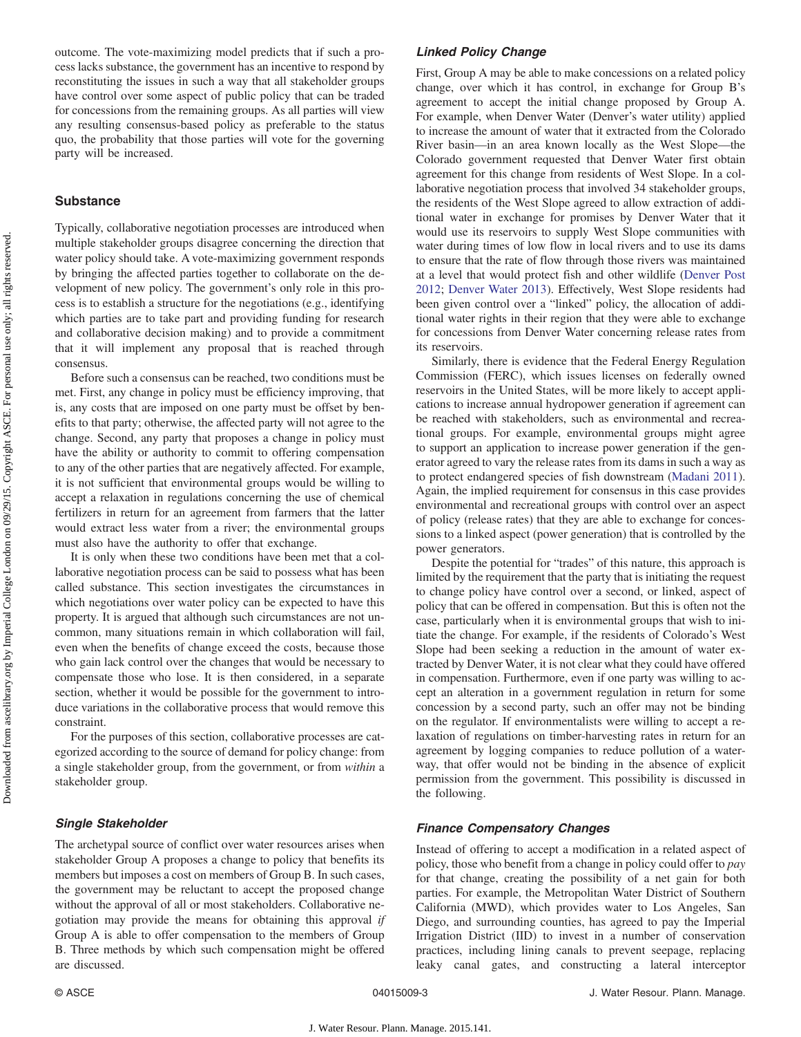outcome. The vote-maximizing model predicts that if such a process lacks substance, the government has an incentive to respond by reconstituting the issues in such a way that all stakeholder groups have control over some aspect of public policy that can be traded for concessions from the remaining groups. As all parties will view any resulting consensus-based policy as preferable to the status quo, the probability that those parties will vote for the governing party will be increased.

## Substance

Typically, collaborative negotiation processes are introduced when multiple stakeholder groups disagree concerning the direction that water policy should take. A vote-maximizing government responds by bringing the affected parties together to collaborate on the development of new policy. The government's only role in this process is to establish a structure for the negotiations (e.g., identifying which parties are to take part and providing funding for research and collaborative decision making) and to provide a commitment that it will implement any proposal that is reached through consensus.

Before such a consensus can be reached, two conditions must be met. First, any change in policy must be efficiency improving, that is, any cost that are imposed on one party must be offset by benefits to that party; otherwise, the affected party will not agree to the change. Second, any party that proposes a change in policy must have the ability or authority to commit to offering compensation to any of the other parties that are negatively affected. For example, it is not sufficient that environmental groups would be willing to accept a relaxation in regulations concerning the use of chemical fertilizers in return for an agreement from farmers that the latter would extract less water from a river; the environmental groups must also have the authority to offer that exchange.

It is only when these two conditions have been met that a collaborative negotiation process can be said to possess what has been called substance. This section investigates the circumstances in which negotiations over water policy can be expected to have this property. It is argued that although such circumstances are not uncommon, many situations remain in which collaboration will fail, even when the benefits of change exceed the costs, because those who gain lack control over the changes that would be necessary to compensate those who lose. It is then considered, in a separate section, whether it would be possible for the government to introduce variations in the collaborative process that would remove this constraint.

For the purposes of this section, collaborative processes are categorized according to the source of demand for policy change: from a single stakeholder group, from the government, or from *within* a stakeholder group.

### Single Stakeholder

The archetypal source of conflict over water resources arises when stakeholder Group A proposes a change to policy that benefits its members but imposes a cost on members of Group B. In such cases, the government may be reluctant to accept the proposed change without the approval of all or most stakeholders. Collaborative negotiation may provide the means for obtaining this approval *if* Group A is able to offer compensation to the members of Group B. Three methods by which such compensation might be offered are discussed.

### Linked Policy Change

First, Group A may be able to make concessions on a related policy change, over which it has control, in exchange for Group B's agreement to accept the initial change proposed by Group A. For example, when Denver Water (Denver's water utility) applied to increase the amount of water that it extracted from the Colorado River basin—in an area known locally as the West Slope—the Colorado government requested that Denver Water first obtain agreement for this change from residents of West Slope. In a collaborative negotiation process that involved 34 stakeholder groups, the residents of the West Slope agreed to allow extraction of additional water in exchange for promises by Denver Water that it would use its reservoirs to supply West Slope communities with water during times of low flow in local rivers and to use its dams to ensure that the rate of flow through those rivers was maintained at a level that would protect fish and other wildlife (Denver Post 2012; Denver Water 2013). Effectively, West Slope residents had been given control over a "linked" policy, the allocation of additional water rights in their region that they were able to exchange for concessions from Denver Water concerning release rates from its reservoirs.

Similarly, there is evidence that the Federal Energy Regulation Commission (FERC), which issues licenses on federally owned reservoirs in the United States, will be more likely to accept applications to increase annual hydropower generation if agreement can be reached with stakeholders, such as environmental and recreational groups. For example, environmental groups might agree to support an application to increase power generation if the generator agreed to vary the release rates from its dams in such a way as to protect endangered species of fish downstream (Madani 2011). Again, the implied requirement for consensus in this case provides environmental and recreational groups with control over an aspect of policy (release rates) that they are able to exchange for concessions to a linked aspect (power generation) that is controlled by the power generators.

Despite the potential for "trades" of this nature, this approach is limited by the requirement that the party that is initiating the request to change policy have control over a second, or linked, aspect of policy that can be offered in compensation. But this is often not the case, particularly when it is environmental groups that wish to initiate the change. For example, if the residents of Colorado's West Slope had been seeking a reduction in the amount of water extracted by Denver Water, it is not clear what they could have offered in compensation. Furthermore, even if one party was willing to accept an alteration in a government regulation in return for some concession by a second party, such an offer may not be binding on the regulator. If environmentalists were willing to accept a relaxation of regulations on timber-harvesting rates in return for an agreement by logging companies to reduce pollution of a waterway, that offer would not be binding in the absence of explicit permission from the government. This possibility is discussed in the following.

### Finance Compensatory Changes

Instead of offering to accept a modification in a related aspect of policy, those who benefit from a change in policy could offer to *pay* for that change, creating the possibility of a net gain for both parties. For example, the Metropolitan Water District of Southern California (MWD), which provides water to Los Angeles, San Diego, and surrounding counties, has agreed to pay the Imperial Irrigation District (IID) to invest in a number of conservation practices, including lining canals to prevent seepage, replacing leaky canal gates, and constructing a lateral interceptor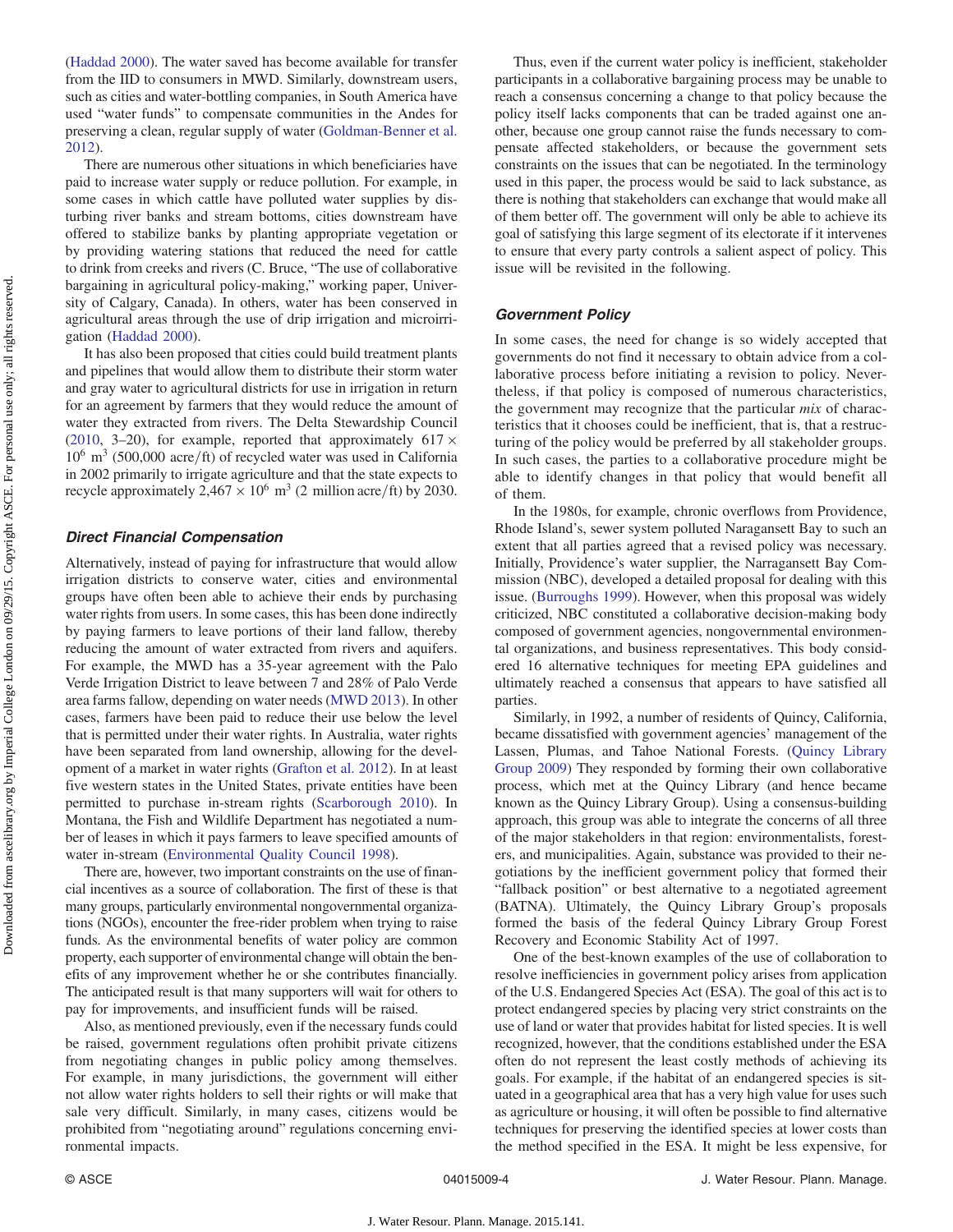(Haddad 2000). The water saved has become available for transfer from the IID to consumers in MWD. Similarly, downstream users, such as cities and water-bottling companies, in South America have used "water funds" to compensate communities in the Andes for preserving a clean, regular supply of water (Goldman-Benner et al. 2012).

There are numerous other situations in which beneficiaries have paid to increase water supply or reduce pollution. For example, in some cases in which cattle have polluted water supplies by disturbing river banks and stream bottoms, cities downstream have offered to stabilize banks by planting appropriate vegetation or by providing watering stations that reduced the need for cattle to drink from creeks and rivers (C. Bruce, "The use of collaborative bargaining in agricultural policy-making," working paper, University of Calgary, Canada). In others, water has been conserved in agricultural areas through the use of drip irrigation and microirrigation (Haddad 2000).

It has also been proposed that cities could build treatment plants and pipelines that would allow them to distribute their storm water and gray water to agricultural districts for use in irrigation in return for an agreement by farmers that they would reduce the amount of water they extracted from rivers. The Delta Stewardship Council (2010, 3–20), for example, reported that approximately $617 \times 10^6$ m$^3$ (500,000 acre/ft) of recycled water was used in California in 2002 primarily to irrigate agriculture and that the state expects to recycle approximately $2{,}467 \times 10^6$ m$^3$ (2 million acre/ft) by 2030.

### Direct Financial Compensation

Alternatively, instead of paying for infrastructure that would allow irrigation districts to conserve water, cities and environmental groups have often been able to achieve their ends by purchasing water rights from users. In some cases, this has been done indirectly by paying farmers to leave portions of their land fallow, thereby reducing the amount of water extracted from rivers and aquifers. For example, the MWD has a 35-year agreement with the Palo Verde Irrigation District to leave between 7 and 28% of Palo Verde area farms fallow, depending on water needs (MWD 2013). In other cases, farmers have been paid to reduce their use below the level that is permitted under their water rights. In Australia, water rights have been separated from land ownership, allowing for the development of a market in water rights (Grafton et al. 2012). In at least five western states in the United States, private entities have been permitted to purchase in-stream rights (Scarborough 2010). In Montana, the Fish and Wildlife Department has negotiated a number of leases in which it pays farmers to leave specified amounts of water in-stream (Environmental Quality Council 1998).

There are, however, two important constraints on the use of financial incentives as a source of collaboration. The first of these is that many groups, particularly environmental nongovernmental organizations (NGOs), encounter the free-rider problem when trying to raise funds. As the environmental benefits of water policy are common property, each supporter of environmental change will obtain the benefits of any improvement whether he or she contributes financially. The anticipated result is that many supporters will wait for others to pay for improvements, and insufficient funds will be raised.

Also, as mentioned previously, even if the necessary funds could be raised, government regulations often prohibit private citizens from negotiating changes in public policy among themselves. For example, in many jurisdictions, the government will either not allow water rights holders to sell their rights or will make that sale very difficult. Similarly, in many cases, citizens would be prohibited from "negotiating around" regulations concerning environmental impacts.

Thus, even if the current water policy is inefficient, stakeholder participants in a collaborative bargaining process may be unable to reach a consensus concerning a change to that policy because the policy itself lacks components that can be traded against one another, because one group cannot raise the funds necessary to compensate affected stakeholders, or because the government sets constraints on the issues that can be negotiated. In the terminology used in this paper, the process would be said to lack substance, as there is nothing that stakeholders can exchange that would make all of them better off. The government will only be able to achieve its goal of satisfying this large segment of its electorate if it intervenes to ensure that every party controls a salient aspect of policy. This issue will be revisited in the following.

### Government Policy

In some cases, the need for change is so widely accepted that governments do not find it necessary to obtain advice from a collaborative process before initiating a revision to policy. Nevertheless, if that policy is composed of numerous characteristics, the government may recognize that the particular *mix* of characteristics that it chooses could be inefficient, that is, that a restructuring of the policy would be preferred by all stakeholder groups. In such cases, the parties to a collaborative procedure might be able to identify changes in that policy that would benefit all of them.

In the 1980s, for example, chronic overflows from Providence, Rhode Island's, sewer system polluted Naragansett Bay to such an extent that all parties agreed that a revised policy was necessary. Initially, Providence's water supplier, the Narragansett Bay Commission (NBC), developed a detailed proposal for dealing with this issue. (Burroughs 1999). However, when this proposal was widely criticized, NBC constituted a collaborative decision-making body composed of government agencies, nongovernmental environmental organizations, and business representatives. This body considered 16 alternative techniques for meeting EPA guidelines and ultimately reached a consensus that appears to have satisfied all parties.

Similarly, in 1992, a number of residents of Quincy, California, became dissatisfied with government agencies' management of the Lassen, Plumas, and Tahoe National Forests. (Quincy Library Group 2009) They responded by forming their own collaborative process, which met at the Quincy Library (and hence became known as the Quincy Library Group). Using a consensus-building approach, this group was able to integrate the concerns of all three of the major stakeholders in that region: environmentalists, foresters, and municipalities. Again, substance was provided to their negotiations by the inefficient government policy that formed their "fallback position" or best alternative to a negotiated agreement (BATNA). Ultimately, the Quincy Library Group's proposals formed the basis of the federal Quincy Library Group Forest Recovery and Economic Stability Act of 1997.

One of the best-known examples of the use of collaboration to resolve inefficiencies in government policy arises from application of the U.S. Endangered Species Act (ESA). The goal of this act is to protect endangered species by placing very strict constraints on the use of land or water that provides habitat for listed species. It is well recognized, however, that the conditions established under the ESA often do not represent the least costly methods of achieving its goals. For example, if the habitat of an endangered species is situated in a geographical area that has a very high value for uses such as agriculture or housing, it will often be possible to find alternative techniques for preserving the identified species at lower costs than the method specified in the ESA. It might be less expensive, for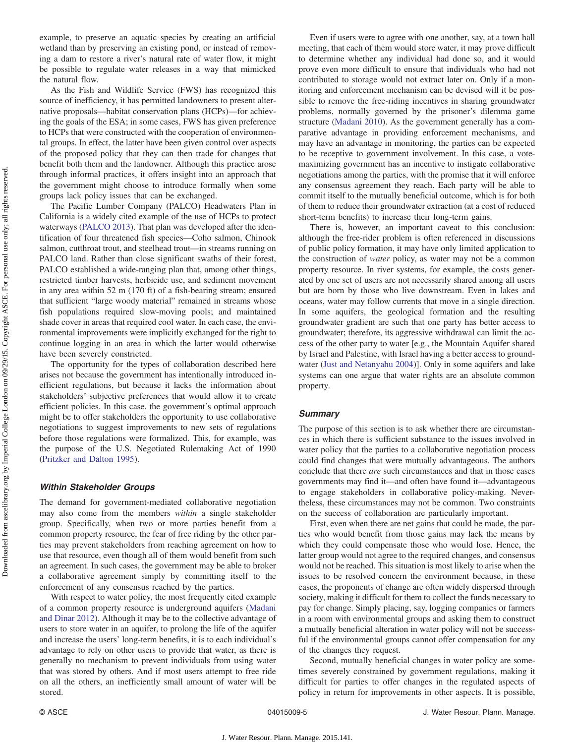example, to preserve an aquatic species by creating an artificial wetland than by preserving an existing pond, or instead of removing a dam to restore a river's natural rate of water flow, it might be possible to regulate water releases in a way that mimicked the natural flow.

As the Fish and Wildlife Service (FWS) has recognized this source of inefficiency, it has permitted landowners to present alternative proposals—habitat conservation plans (HCPs)—for achieving the goals of the ESA; in some cases, FWS has given preference to HCPs that were constructed with the cooperation of environmental groups. In effect, the latter have been given control over aspects of the proposed policy that they can then trade for changes that benefit both them and the landowner. Although this practice arose through informal practices, it offers insight into an approach that the government might choose to introduce formally when some groups lack policy issues that can be exchanged.

The Pacific Lumber Company (PALCO) Headwaters Plan in California is a widely cited example of the use of HCPs to protect waterways (PALCO 2013). That plan was developed after the identification of four threatened fish species—Coho salmon, Chinook salmon, cutthroat trout, and steelhead trout—in streams running on PALCO land. Rather than close significant swaths of their forest, PALCO established a wide-ranging plan that, among other things, restricted timber harvests, herbicide use, and sediment movement in any area within 52 m (170 ft) of a fish-bearing stream; ensured that sufficient "large woody material" remained in streams whose fish populations required slow-moving pools; and maintained shade cover in areas that required cool water. In each case, the environmental improvements were implicitly exchanged for the right to continue logging in an area in which the latter would otherwise have been severely constricted.

The opportunity for the types of collaboration described here arises not because the government has intentionally introduced inefficient regulations, but because it lacks the information about stakeholders' subjective preferences that would allow it to create efficient policies. In this case, the government's optimal approach might be to offer stakeholders the opportunity to use collaborative negotiations to suggest improvements to new sets of regulations before those regulations were formalized. This, for example, was the purpose of the U.S. Negotiated Rulemaking Act of 1990 (Pritzker and Dalton 1995).

### Within Stakeholder Groups

The demand for government-mediated collaborative negotiation may also come from the members *within* a single stakeholder group. Specifically, when two or more parties benefit from a common property resource, the fear of free riding by the other parties may prevent stakeholders from reaching agreement on how to use that resource, even though all of them would benefit from such an agreement. In such cases, the government may be able to broker a collaborative agreement simply by committing itself to the enforcement of any consensus reached by the parties.

With respect to water policy, the most frequently cited example of a common property resource is underground aquifers (Madani and Dinar 2012). Although it may be to the collective advantage of users to store water in an aquifer, to prolong the life of the aquifer and increase the users' long-term benefits, it is to each individual's advantage to rely on other users to provide that water, as there is generally no mechanism to prevent individuals from using water that was stored by others. And if most users attempt to free ride on all the others, an inefficiently small amount of water will be stored.

Even if users were to agree with one another, say, at a town hall meeting, that each of them would store water, it may prove difficult to determine whether any individual had done so, and it would prove even more difficult to ensure that individuals who had not contributed to storage would not extract later on. Only if a monitoring and enforcement mechanism can be devised will it be possible to remove the free-riding incentives in sharing groundwater problems, normally governed by the prisoner's dilemma game structure (Madani 2010). As the government generally has a comparative advantage in providing enforcement mechanisms, and may have an advantage in monitoring, the parties can be expected to be receptive to government involvement. In this case, a vote-maximizing government has an incentive to instigate collaborative negotiations among the parties, with the promise that it will enforce any consensus agreement they reach. Each party will be able to commit itself to the mutually beneficial outcome, which is for both of them to reduce their groundwater extraction (at a cost of reduced short-term benefits) to increase their long-term gains.

There is, however, an important caveat to this conclusion: although the free-rider problem is often referenced in discussions of public policy formation, it may have only limited application to the construction of *water* policy, as water may not be a common property resource. In river systems, for example, the costs generated by one set of users are not necessarily shared among all users but are born by those who live downstream. Even in lakes and oceans, water may follow currents that move in a single direction. In some aquifers, the geological formation and the resulting groundwater gradient are such that one party has better access to groundwater; therefore, its aggressive withdrawal can limit the access of the other party to water [e.g., the Mountain Aquifer shared by Israel and Palestine, with Israel having a better access to groundwater (Just and Netanyahu 2004)]. Only in some aquifers and lake systems can one argue that water rights are an absolute common property.

### Summary

The purpose of this section is to ask whether there are circumstances in which there is sufficient substance to the issues involved in water policy that the parties to a collaborative negotiation process could find changes that were mutually advantageous. The authors conclude that there *are* such circumstances and that in those cases governments may find it—and often have found it—advantageous to engage stakeholders in collaborative policy-making. Nevertheless, these circumstances may not be common. Two constraints on the success of collaboration are particularly important.

First, even when there are net gains that could be made, the parties who would benefit from those gains may lack the means by which they could compensate those who would lose. Hence, the latter group would not agree to the required changes, and consensus would not be reached. This situation is most likely to arise when the issues to be resolved concern the environment because, in these cases, the proponents of change are often widely dispersed through society, making it difficult for them to collect the funds necessary to pay for change. Simply placing, say, logging companies or farmers in a room with environmental groups and asking them to construct a mutually beneficial alteration in water policy will not be successful if the environmental groups cannot offer compensation for any of the changes they request.

Second, mutually beneficial changes in water policy are sometimes severely constrained by government regulations, making it difficult for parties to offer changes in the regulated aspects of policy in return for improvements in other aspects. It is possible,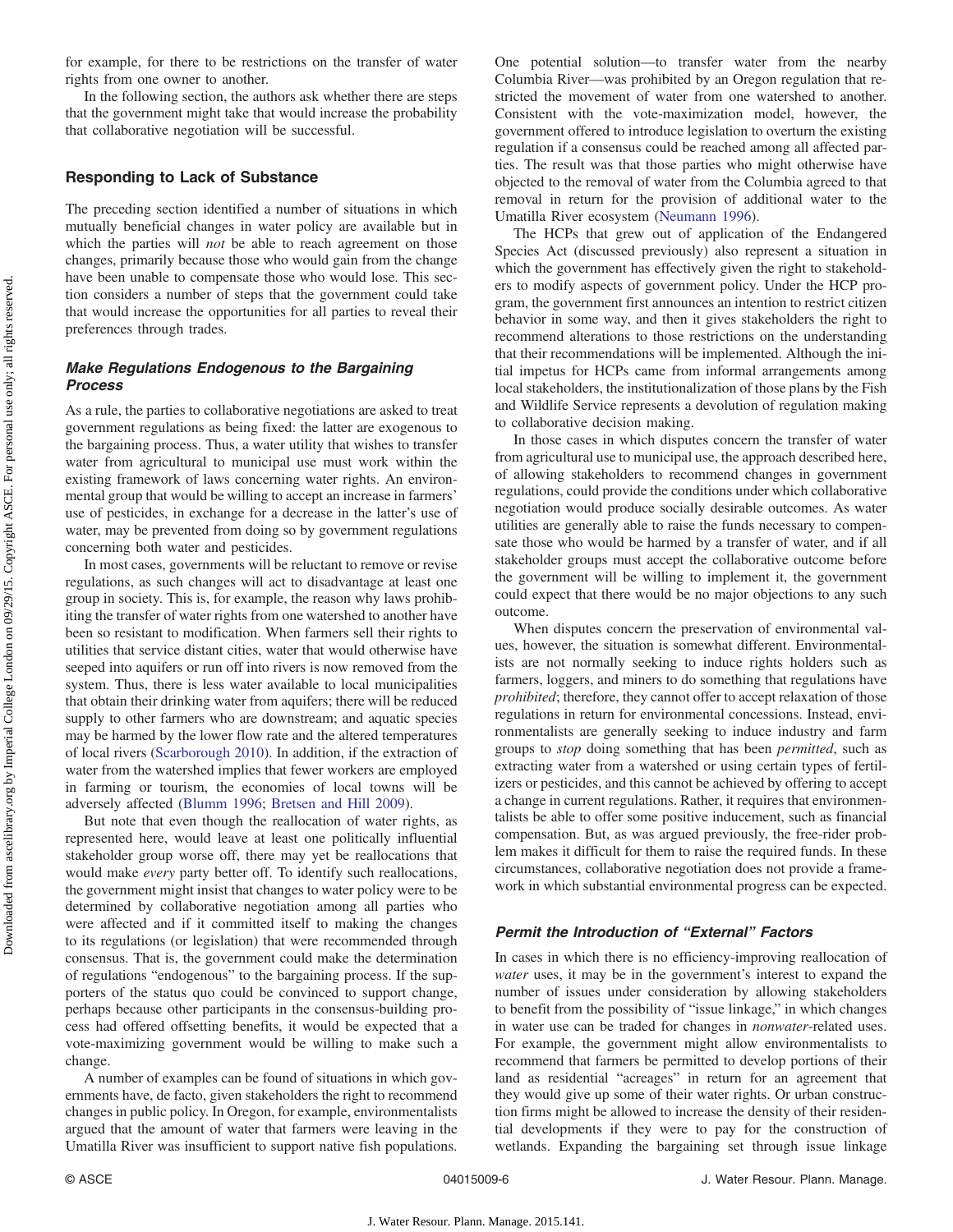for example, for there to be restrictions on the transfer of water rights from one owner to another.

In the following section, the authors ask whether there are steps that the government might take that would increase the probability that collaborative negotiation will be successful.

## Responding to Lack of Substance

The preceding section identified a number of situations in which mutually beneficial changes in water policy are available but in which the parties will *not* be able to reach agreement on those changes, primarily because those who would gain from the change have been unable to compensate those who would lose. This section considers a number of steps that the government could take that would increase the opportunities for all parties to reveal their preferences through trades.

### *Make Regulations Endogenous to the Bargaining Process*

As a rule, the parties to collaborative negotiations are asked to treat government regulations as being fixed: the latter are exogenous to the bargaining process. Thus, a water utility that wishes to transfer water from agricultural to municipal use must work within the existing framework of laws concerning water rights. An environmental group that would be willing to accept an increase in farmers' use of pesticides, in exchange for a decrease in the latter's use of water, may be prevented from doing so by government regulations concerning both water and pesticides.

In most cases, governments will be reluctant to remove or revise regulations, as such changes will act to disadvantage at least one group in society. This is, for example, the reason why laws prohibiting the transfer of water rights from one watershed to another have been so resistant to modification. When farmers sell their rights to utilities that service distant cities, water that would otherwise have seeped into aquifers or run off into rivers is now removed from the system. Thus, there is less water available to local municipalities that obtain their drinking water from aquifers; there will be reduced supply to other farmers who are downstream; and aquatic species may be harmed by the lower flow rate and the altered temperatures of local rivers (Scarborough 2010). In addition, if the extraction of water from the watershed implies that fewer workers are employed in farming or tourism, the economies of local towns will be adversely affected (Blumm 1996; Bretsen and Hill 2009).

But note that even though the reallocation of water rights, as represented here, would leave at least one politically influential stakeholder group worse off, there may yet be reallocations that would make *every* party better off. To identify such reallocations, the government might insist that changes to water policy were to be determined by collaborative negotiation among all parties who were affected and if it committed itself to making the changes to its regulations (or legislation) that were recommended through consensus. That is, the government could make the determination of regulations "endogenous" to the bargaining process. If the supporters of the status quo could be convinced to support change, perhaps because other participants in the consensus-building process had offered offsetting benefits, it would be expected that a vote-maximizing government would be willing to make such a change.

A number of examples can be found of situations in which governments have, de facto, given stakeholders the right to recommend changes in public policy. In Oregon, for example, environmentalists argued that the amount of water that farmers were leaving in the Umatilla River was insufficient to support native fish populations. One potential solution—to transfer water from the nearby Columbia River—was prohibited by an Oregon regulation that restricted the movement of water from one watershed to another. Consistent with the vote-maximization model, however, the government offered to introduce legislation to overturn the existing regulation if a consensus could be reached among all affected parties. The result was that those parties who might otherwise have objected to the removal of water from the Columbia agreed to that removal in return for the provision of additional water to the Umatilla River ecosystem (Neumann 1996).

The HCPs that grew out of application of the Endangered Species Act (discussed previously) also represent a situation in which the government has effectively given the right to stakeholders to modify aspects of government policy. Under the HCP program, the government first announces an intention to restrict citizen behavior in some way, and then it gives stakeholders the right to recommend alterations to those restrictions on the understanding that their recommendations will be implemented. Although the initial impetus for HCPs came from informal arrangements among local stakeholders, the institutionalization of those plans by the Fish and Wildlife Service represents a devolution of regulation making to collaborative decision making.

In those cases in which disputes concern the transfer of water from agricultural use to municipal use, the approach described here, of allowing stakeholders to recommend changes in government regulations, could provide the conditions under which collaborative negotiation would produce socially desirable outcomes. As water utilities are generally able to raise the funds necessary to compensate those who would be harmed by a transfer of water, and if all stakeholder groups must accept the collaborative outcome before the government will be willing to implement it, the government could expect that there would be no major objections to any such outcome.

When disputes concern the preservation of environmental values, however, the situation is somewhat different. Environmentalists are not normally seeking to induce rights holders such as farmers, loggers, and miners to do something that regulations have *prohibited*; therefore, they cannot offer to accept relaxation of those regulations in return for environmental concessions. Instead, environmentalists are generally seeking to induce industry and farm groups to *stop* doing something that has been *permitted*, such as extracting water from a watershed or using certain types of fertilizers or pesticides, and this cannot be achieved by offering to accept a change in current regulations. Rather, it requires that environmentalists be able to offer some positive inducement, such as financial compensation. But, as was argued previously, the free-rider problem makes it difficult for them to raise the required funds. In these circumstances, collaborative negotiation does not provide a framework in which substantial environmental progress can be expected.

### *Permit the Introduction of "External" Factors*

In cases in which there is no efficiency-improving reallocation of *water* uses, it may be in the government's interest to expand the number of issues under consideration by allowing stakeholders to benefit from the possibility of "issue linkage," in which changes in water use can be traded for changes in *nonwater*-related uses. For example, the government might allow environmentalists to recommend that farmers be permitted to develop portions of their land as residential "acreages" in return for an agreement that they would give up some of their water rights. Or urban construction firms might be allowed to increase the density of their residential developments if they were to pay for the construction of wetlands. Expanding the bargaining set through issue linkage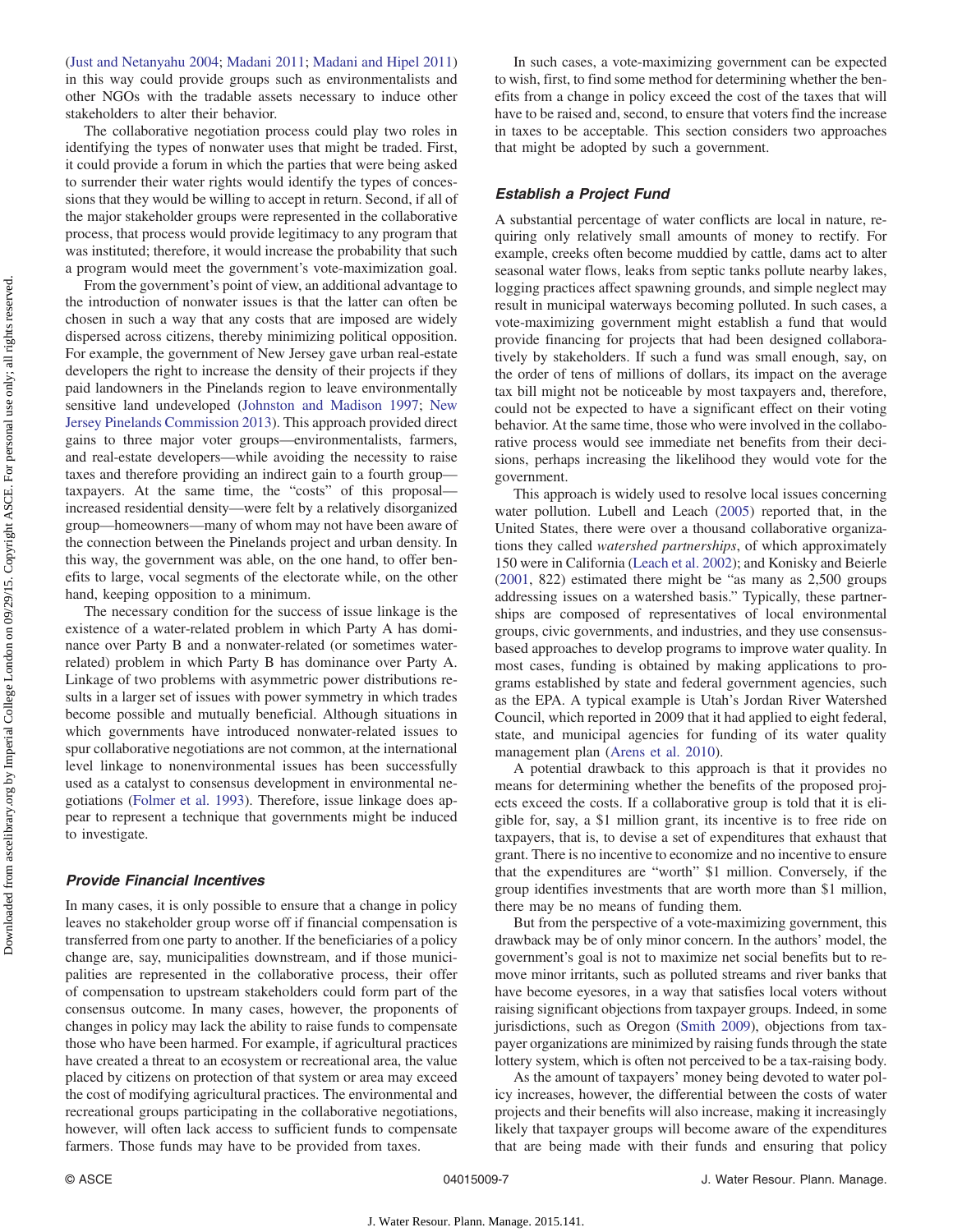(Just and Netanyahu 2004; Madani 2011; Madani and Hipel 2011) in this way could provide groups such as environmentalists and other NGOs with the tradable assets necessary to induce other stakeholders to alter their behavior.

The collaborative negotiation process could play two roles in identifying the types of nonwater uses that might be traded. First, it could provide a forum in which the parties that were being asked to surrender their water rights would identify the types of concessions that they would be willing to accept in return. Second, if all of the major stakeholder groups were represented in the collaborative process, that process would provide legitimacy to any program that was instituted; therefore, it would increase the probability that such a program would meet the government's vote-maximization goal.

From the government's point of view, an additional advantage to the introduction of nonwater issues is that the latter can often be chosen in such a way that any costs that are imposed are widely dispersed across citizens, thereby minimizing political opposition. For example, the government of New Jersey gave urban real-estate developers the right to increase the density of their projects if they paid landowners in the Pinelands region to leave environmentally sensitive land undeveloped (Johnston and Madison 1997; New Jersey Pinelands Commission 2013). This approach provided direct gains to three major voter groups—environmentalists, farmers, and real-estate developers—while avoiding the necessity to raise taxes and therefore providing an indirect gain to a fourth group—taxpayers. At the same time, the "costs" of this proposal—increased residential density—were felt by a relatively disorganized group—homeowners—many of whom may not have been aware of the connection between the Pinelands project and urban density. In this way, the government was able, on the one hand, to offer benefits to large, vocal segments of the electorate while, on the other hand, keeping opposition to a minimum.

The necessary condition for the success of issue linkage is the existence of a water-related problem in which Party A has dominance over Party B and a nonwater-related (or sometimes water-related) problem in which Party B has dominance over Party A. Linkage of two problems with asymmetric power distributions results in a larger set of issues with power symmetry in which trades become possible and mutually beneficial. Although situations in which governments have introduced nonwater-related issues to spur collaborative negotiations are not common, at the international level linkage to nonenvironmental issues has been successfully used as a catalyst to consensus development in environmental negotiations (Folmer et al. 1993). Therefore, issue linkage does appear to represent a technique that governments might be induced to investigate.

### *Provide Financial Incentives*

In many cases, it is only possible to ensure that a change in policy leaves no stakeholder group worse off if financial compensation is transferred from one party to another. If the beneficiaries of a policy change are, say, municipalities downstream, and if those municipalities are represented in the collaborative process, their offer of compensation to upstream stakeholders could form part of the consensus outcome. In many cases, however, the proponents of changes in policy may lack the ability to raise funds to compensate those who have been harmed. For example, if agricultural practices have created a threat to an ecosystem or recreational area, the value placed by citizens on protection of that system or area may exceed the cost of modifying agricultural practices. The environmental and recreational groups participating in the collaborative negotiations, however, will often lack access to sufficient funds to compensate farmers. Those funds may have to be provided from taxes.

In such cases, a vote-maximizing government can be expected to wish, first, to find some method for determining whether the benefits from a change in policy exceed the cost of the taxes that will have to be raised and, second, to ensure that voters find the increase in taxes to be acceptable. This section considers two approaches that might be adopted by such a government.

### *Establish a Project Fund*

A substantial percentage of water conflicts are local in nature, requiring only relatively small amounts of money to rectify. For example, creeks often become muddied by cattle, dams act to alter seasonal water flows, leaks from septic tanks pollute nearby lakes, logging practices affect spawning grounds, and simple neglect may result in municipal waterways becoming polluted. In such cases, a vote-maximizing government might establish a fund that would provide financing for projects that had been designed collaboratively by stakeholders. If such a fund was small enough, say, on the order of tens of millions of dollars, its impact on the average tax bill might not be noticeable by most taxpayers and, therefore, could not be expected to have a significant effect on their voting behavior. At the same time, those who were involved in the collaborative process would see immediate net benefits from their decisions, perhaps increasing the likelihood they would vote for the government.

This approach is widely used to resolve local issues concerning water pollution. Lubell and Leach (2005) reported that, in the United States, there were over a thousand collaborative organizations they called *watershed partnerships*, of which approximately 150 were in California (Leach et al. 2002); and Konisky and Beierle (2001, 822) estimated there might be "as many as 2,500 groups addressing issues on a watershed basis." Typically, these partnerships are composed of representatives of local environmental groups, civic governments, and industries, and they use consensus-based approaches to develop programs to improve water quality. In most cases, funding is obtained by making applications to programs established by state and federal government agencies, such as the EPA. A typical example is Utah's Jordan River Watershed Council, which reported in 2009 that it had applied to eight federal, state, and municipal agencies for funding of its water quality management plan (Arens et al. 2010).

A potential drawback to this approach is that it provides no means for determining whether the benefits of the proposed projects exceed the costs. If a collaborative group is told that it is eligible for, say, a $1 million grant, its incentive is to free ride on taxpayers, that is, to devise a set of expenditures that exhaust that grant. There is no incentive to economize and no incentive to ensure that the expenditures are "worth" $1 million. Conversely, if the group identifies investments that are worth more than $1 million, there may be no means of funding them.

But from the perspective of a vote-maximizing government, this drawback may be of only minor concern. In the authors' model, the government's goal is not to maximize net social benefits but to remove minor irritants, such as polluted streams and river banks that have become eyesores, in a way that satisfies local voters without raising significant objections from taxpayer groups. Indeed, in some jurisdictions, such as Oregon (Smith 2009), objections from taxpayer organizations are minimized by raising funds through the state lottery system, which is often not perceived to be a tax-raising body.

As the amount of taxpayers' money being devoted to water policy increases, however, the differential between the costs of water projects and their benefits will also increase, making it increasingly likely that taxpayer groups will become aware of the expenditures that are being made with their funds and ensuring that policy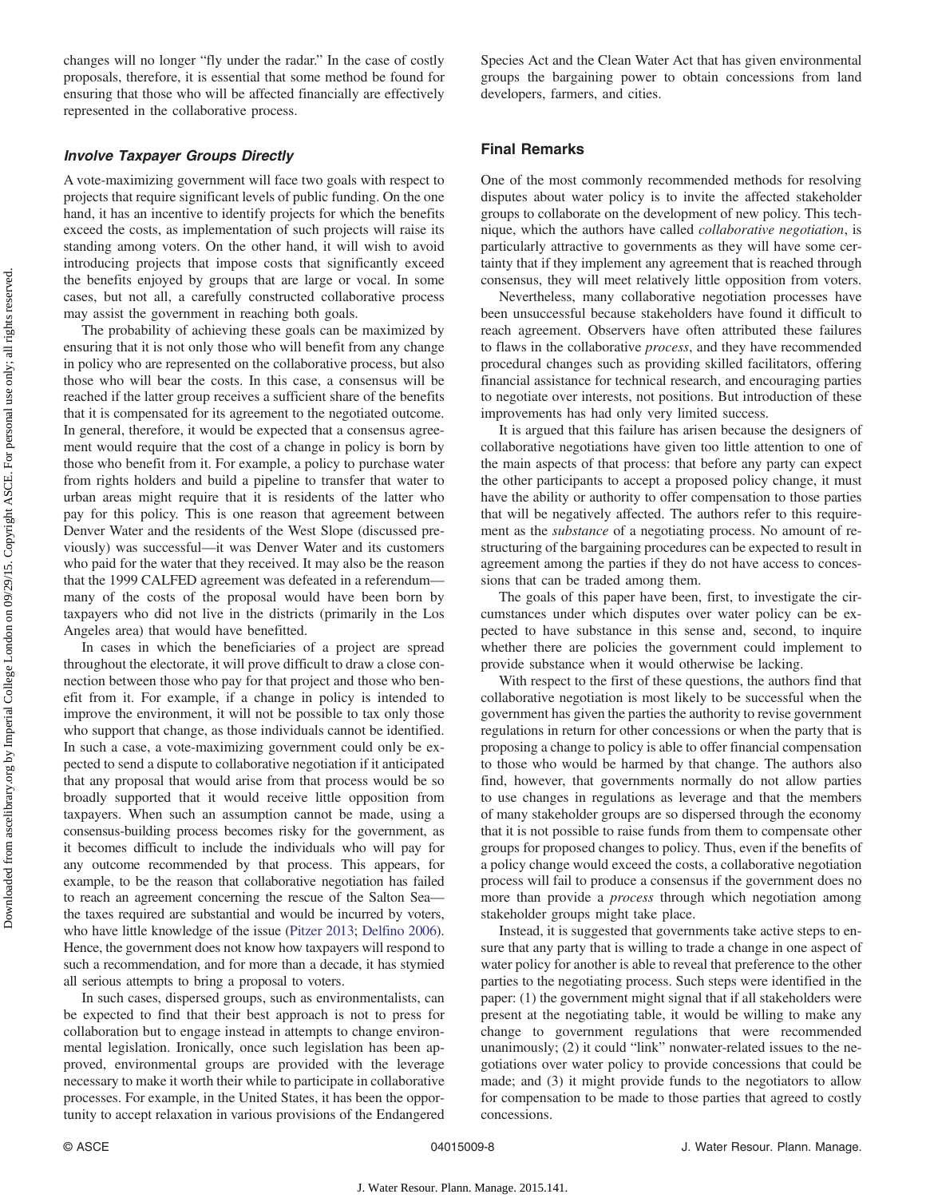changes will no longer "fly under the radar." In the case of costly proposals, therefore, it is essential that some method be found for ensuring that those who will be affected financially are effectively represented in the collaborative process.

### *Involve Taxpayer Groups Directly*

A vote-maximizing government will face two goals with respect to projects that require significant levels of public funding. On the one hand, it has an incentive to identify projects for which the benefits exceed the costs, as implementation of such projects will raise its standing among voters. On the other hand, it will wish to avoid introducing projects that impose costs that significantly exceed the benefits enjoyed by groups that are large or vocal. In some cases, but not all, a carefully constructed collaborative process may assist the government in reaching both goals.

The probability of achieving these goals can be maximized by ensuring that it is not only those who will benefit from any change in policy who are represented on the collaborative process, but also those who will bear the costs. In this case, a consensus will be reached if the latter group receives a sufficient share of the benefits that it is compensated for its agreement to the negotiated outcome. In general, therefore, it would be expected that a consensus agreement would require that the cost of a change in policy is born by those who benefit from it. For example, a policy to purchase water from rights holders and build a pipeline to transfer that water to urban areas might require that it is residents of the latter who pay for this policy. This is one reason that agreement between Denver Water and the residents of the West Slope (discussed previously) was successful—it was Denver Water and its customers who paid for the water that they received. It may also be the reason that the 1999 CALFED agreement was defeated in a referendum—many of the costs of the proposal would have been born by taxpayers who did not live in the districts (primarily in the Los Angeles area) that would have benefitted.

In cases in which the beneficiaries of a project are spread throughout the electorate, it will prove difficult to draw a close connection between those who pay for that project and those who benefit from it. For example, if a change in policy is intended to improve the environment, it will not be possible to tax only those who support that change, as those individuals cannot be identified. In such a case, a vote-maximizing government could only be expected to send a dispute to collaborative negotiation if it anticipated that any proposal that would arise from that process would be so broadly supported that it would receive little opposition from taxpayers. When such an assumption cannot be made, using a consensus-building process becomes risky for the government, as it becomes difficult to include the individuals who will pay for any outcome recommended by that process. This appears, for example, to be the reason that collaborative negotiation has failed to reach an agreement concerning the rescue of the Salton Sea—the taxes required are substantial and would be incurred by voters, who have little knowledge of the issue (Pitzer 2013; Delfino 2006). Hence, the government does not know how taxpayers will respond to such a recommendation, and for more than a decade, it has stymied all serious attempts to bring a proposal to voters.

In such cases, dispersed groups, such as environmentalists, can be expected to find that their best approach is not to press for collaboration but to engage instead in attempts to change environmental legislation. Ironically, once such legislation has been approved, environmental groups are provided with the leverage necessary to make it worth their while to participate in collaborative processes. For example, in the United States, it has been the opportunity to accept relaxation in various provisions of the Endangered Species Act and the Clean Water Act that has given environmental groups the bargaining power to obtain concessions from land developers, farmers, and cities.

## Final Remarks

One of the most commonly recommended methods for resolving disputes about water policy is to invite the affected stakeholder groups to collaborate on the development of new policy. This technique, which the authors have called *collaborative negotiation*, is particularly attractive to governments as they will have some certainty that if they implement any agreement that is reached through consensus, they will meet relatively little opposition from voters.

Nevertheless, many collaborative negotiation processes have been unsuccessful because stakeholders have found it difficult to reach agreement. Observers have often attributed these failures to flaws in the collaborative *process*, and they have recommended procedural changes such as providing skilled facilitators, offering financial assistance for technical research, and encouraging parties to negotiate over interests, not positions. But introduction of these improvements has had only very limited success.

It is argued that this failure has arisen because the designers of collaborative negotiations have given too little attention to one of the main aspects of that process: that before any party can expect the other participants to accept a proposed policy change, it must have the ability or authority to offer compensation to those parties that will be negatively affected. The authors refer to this requirement as the *substance* of a negotiating process. No amount of restructuring of the bargaining procedures can be expected to result in agreement among the parties if they do not have access to concessions that can be traded among them.

The goals of this paper have been, first, to investigate the circumstances under which disputes over water policy can be expected to have substance in this sense and, second, to inquire whether there are policies the government could implement to provide substance when it would otherwise be lacking.

With respect to the first of these questions, the authors find that collaborative negotiation is most likely to be successful when the government has given the parties the authority to revise government regulations in return for other concessions or when the party that is proposing a change to policy is able to offer financial compensation to those who would be harmed by that change. The authors also find, however, that governments normally do not allow parties to use changes in regulations as leverage and that the members of many stakeholder groups are so dispersed through the economy that it is not possible to raise funds from them to compensate other groups for proposed changes to policy. Thus, even if the benefits of a policy change would exceed the costs, a collaborative negotiation process will fail to produce a consensus if the government does no more than provide a *process* through which negotiation among stakeholder groups might take place.

Instead, it is suggested that governments take active steps to ensure that any party that is willing to trade a change in one aspect of water policy for another is able to reveal that preference to the other parties to the negotiating process. Such steps were identified in the paper: (1) the government might signal that if all stakeholders were present at the negotiating table, it would be willing to make any change to government regulations that were recommended unanimously; (2) it could "link" nonwater-related issues to the negotiations over water policy to provide concessions that could be made; and (3) it might provide funds to the negotiators to allow for compensation to be made to those parties that agreed to costly concessions.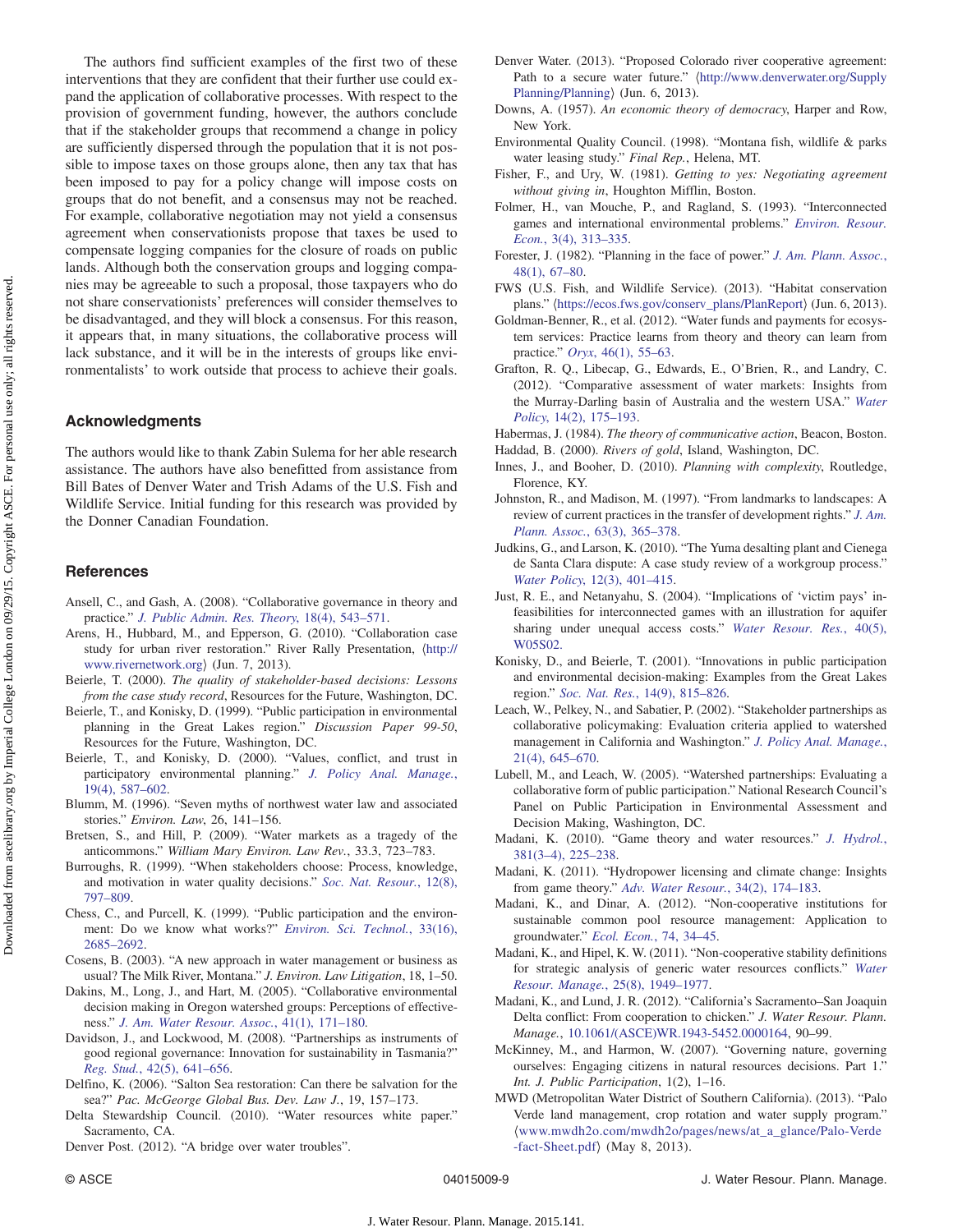The authors find sufficient examples of the first two of these interventions that they are confident that their further use could expand the application of collaborative processes. With respect to the provision of government funding, however, the authors conclude that if the stakeholder groups that recommend a change in policy are sufficiently dispersed through the population that it is not possible to impose taxes on those groups alone, then any tax that has been imposed to pay for a policy change will impose costs on groups that do not benefit, and a consensus may not be reached. For example, collaborative negotiation may not yield a consensus agreement when conservationists propose that taxes be used to compensate logging companies for the closure of roads on public lands. Although both the conservation groups and logging companies may be agreeable to such a proposal, those taxpayers who do not share conservationists' preferences will consider themselves to be disadvantaged, and they will block a consensus. For this reason, it appears that, in many situations, the collaborative process will lack substance, and it will be in the interests of groups like environmentalists' to work outside that process to achieve their goals.

## Acknowledgments

The authors would like to thank Zabin Sulema for her able research assistance. The authors have also benefitted from assistance from Bill Bates of Denver Water and Trish Adams of the U.S. Fish and Wildlife Service. Initial funding for this research was provided by the Donner Canadian Foundation.

## References

Ansell, C., and Gash, A. (2008). "Collaborative governance in theory and practice." *J. Public Admin. Res. Theory*, 18(4), 543–571.

Arens, H., Hubbard, M., and Epperson, G. (2010). "Collaboration case study for urban river restoration." River Rally Presentation, ⟨http://www.rivernetwork.org⟩ (Jun. 7, 2013).

Beierle, T. (2000). *The quality of stakeholder-based decisions: Lessons from the case study record*, Resources for the Future, Washington, DC.

Beierle, T., and Konisky, D. (1999). "Public participation in environmental planning in the Great Lakes region." *Discussion Paper 99-50*, Resources for the Future, Washington, DC.

Beierle, T., and Konisky, D. (2000). "Values, conflict, and trust in participatory environmental planning." *J. Policy Anal. Manage.*, 19(4), 587–602.

Blumm, M. (1996). "Seven myths of northwest water law and associated stories." *Environ. Law*, 26, 141–156.

Bretsen, S., and Hill, P. (2009). "Water markets as a tragedy of the anticommons." *William Mary Environ. Law Rev.*, 33.3, 723–783.

Burroughs, R. (1999). "When stakeholders choose: Process, knowledge, and motivation in water quality decisions." *Soc. Nat. Resour.*, 12(8), 797–809.

Chess, C., and Purcell, K. (1999). "Public participation and the environment: Do we know what works?" *Environ. Sci. Technol.*, 33(16), 2685–2692.

Cosens, B. (2003). "A new approach in water management or business as usual? The Milk River, Montana." *J. Environ. Law Litigation*, 18, 1–50.

Dakins, M., Long, J., and Hart, M. (2005). "Collaborative environmental decision making in Oregon watershed groups: Perceptions of effectiveness." *J. Am. Water Resour. Assoc.*, 41(1), 171–180.

Davidson, J., and Lockwood, M. (2008). "Partnerships as instruments of good regional governance: Innovation for sustainability in Tasmania?" *Reg. Stud.*, 42(5), 641–656.

Delfino, K. (2006). "Salton Sea restoration: Can there be salvation for the sea?" *Pac. McGeorge Global Bus. Dev. Law J.*, 19, 157–173.

Delta Stewardship Council. (2010). "Water resources white paper." Sacramento, CA.

Denver Post. (2012). "A bridge over water troubles".

Denver Water. (2013). "Proposed Colorado river cooperative agreement: Path to a secure water future." ⟨http://www.denverwater.org/SupplyPlanning/Planning⟩ (Jun. 6, 2013).

Downs, A. (1957). *An economic theory of democracy*, Harper and Row, New York.

Environmental Quality Council. (1998). "Montana fish, wildlife & parks water leasing study." *Final Rep.*, Helena, MT.

Fisher, F., and Ury, W. (1981). *Getting to yes: Negotiating agreement without giving in*, Houghton Mifflin, Boston.

Folmer, H., van Mouche, P., and Ragland, S. (1993). "Interconnected games and international environmental problems." *Environ. Resour. Econ.*, 3(4), 313–335.

Forester, J. (1982). "Planning in the face of power." *J. Am. Plann. Assoc.*, 48(1), 67–80.

FWS (U.S. Fish, and Wildlife Service). (2013). "Habitat conservation plans." ⟨https://ecos.fws.gov/conserv_plans/PlanReport⟩ (Jun. 6, 2013).

Goldman-Benner, R., et al. (2012). "Water funds and payments for ecosystem services: Practice learns from theory and theory can learn from practice." *Oryx*, 46(1), 55–63.

Grafton, R. Q., Libecap, G., Edwards, E., O'Brien, R., and Landry, C. (2012). "Comparative assessment of water markets: Insights from the Murray-Darling basin of Australia and the western USA." *Water Policy*, 14(2), 175–193.

Habermas, J. (1984). *The theory of communicative action*, Beacon, Boston.

Haddad, B. (2000). *Rivers of gold*, Island, Washington, DC.

Innes, J., and Booher, D. (2010). *Planning with complexity*, Routledge, Florence, KY.

Johnston, R., and Madison, M. (1997). "From landmarks to landscapes: A review of current practices in the transfer of development rights." *J. Am. Plann. Assoc.*, 63(3), 365–378.

Judkins, G., and Larson, K. (2010). "The Yuma desalting plant and Cienega de Santa Clara dispute: A case study review of a workgroup process." *Water Policy*, 12(3), 401–415.

Just, R. E., and Netanyahu, S. (2004). "Implications of 'victim pays' infeasibilities for interconnected games with an illustration for aquifer sharing under unequal access costs." *Water Resour. Res.*, 40(5), W05S02.

Konisky, D., and Beierle, T. (2001). "Innovations in public participation and environmental decision-making: Examples from the Great Lakes region." *Soc. Nat. Res.*, 14(9), 815–826.

Leach, W., Pelkey, N., and Sabatier, P. (2002). "Stakeholder partnerships as collaborative policymaking: Evaluation criteria applied to watershed management in California and Washington." *J. Policy Anal. Manage.*, 21(4), 645–670.

Lubell, M., and Leach, W. (2005). "Watershed partnerships: Evaluating a collaborative form of public participation." National Research Council's Panel on Public Participation in Environmental Assessment and Decision Making, Washington, DC.

Madani, K. (2010). "Game theory and water resources." *J. Hydrol.*, 381(3–4), 225–238.

Madani, K. (2011). "Hydropower licensing and climate change: Insights from game theory." *Adv. Water Resour.*, 34(2), 174–183.

Madani, K., and Dinar, A. (2012). "Non-cooperative institutions for sustainable common pool resource management: Application to groundwater." *Ecol. Econ.*, 74, 34–45.

Madani, K., and Hipel, K. W. (2011). "Non-cooperative stability definitions for strategic analysis of generic water resources conflicts." *Water Resour. Manage.*, 25(8), 1949–1977.

Madani, K., and Lund, J. R. (2012). "California's Sacramento–San Joaquin Delta conflict: From cooperation to chicken." *J. Water Resour. Plann. Manage.*, 10.1061/(ASCE)WR.1943-5452.0000164, 90–99.

McKinney, M., and Harmon, W. (2007). "Governing nature, governing ourselves: Engaging citizens in natural resources decisions. Part 1." *Int. J. Public Participation*, 1(2), 1–16.

MWD (Metropolitan Water District of Southern California). (2013). "Palo Verde land management, crop rotation and water supply program." ⟨www.mwdh2o.com/mwdh2o/pages/news/at_a_glance/Palo-Verde-fact-Sheet.pdf⟩ (May 8, 2013).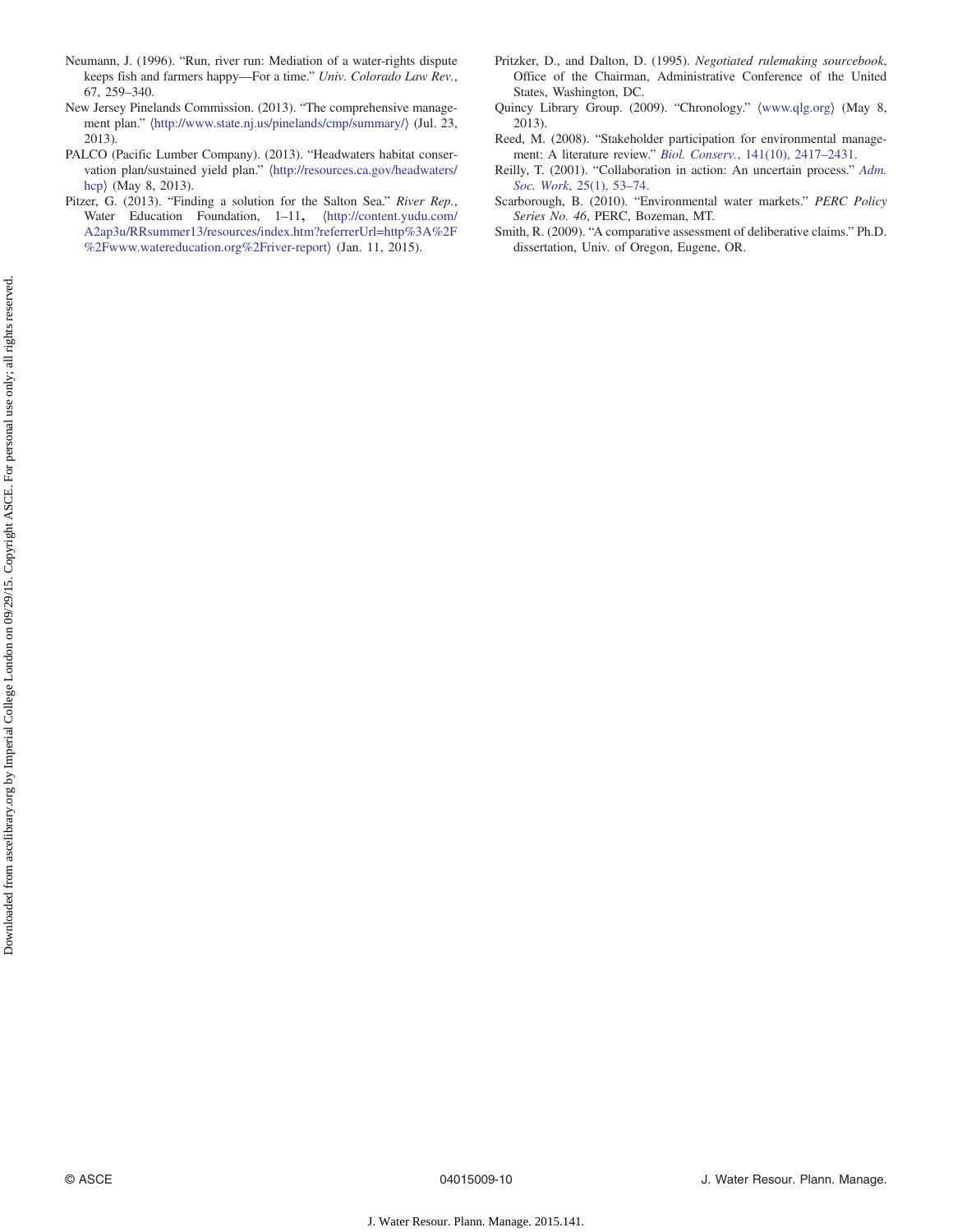Neumann, J. (1996). "Run, river run: Mediation of a water-rights dispute keeps fish and farmers happy—For a time." *Univ. Colorado Law Rev.*, 67, 259–340.

New Jersey Pinelands Commission. (2013). "The comprehensive management plan." ⟨http://www.state.nj.us/pinelands/cmp/summary/⟩ (Jul. 23, 2013).

PALCO (Pacific Lumber Company). (2013). "Headwaters habitat conservation plan/sustained yield plan." ⟨http://resources.ca.gov/headwaters/hcp⟩ (May 8, 2013).

Pitzer, G. (2013). "Finding a solution for the Salton Sea." *River Rep.*, Water Education Foundation, 1–11, ⟨http://content.yudu.com/A2ap3u/RRsummer13/resources/index.htm?referrerUrl=http%3A%2F%2Fwww.watereducation.org%2Friver-report⟩ (Jan. 11, 2015).

Pritzker, D., and Dalton, D. (1995). *Negotiated rulemaking sourcebook*, Office of the Chairman, Administrative Conference of the United States, Washington, DC.

Quincy Library Group. (2009). "Chronology." ⟨www.qlg.org⟩ (May 8, 2013).

Reed, M. (2008). "Stakeholder participation for environmental management: A literature review." *Biol. Conserv.*, 141(10), 2417–2431.

Reilly, T. (2001). "Collaboration in action: An uncertain process." *Adm. Soc. Work*, 25(1), 53–74.

Scarborough, B. (2010). "Environmental water markets." *PERC Policy Series No. 46*, PERC, Bozeman, MT.

Smith, R. (2009). "A comparative assessment of deliberative claims." Ph.D. dissertation, Univ. of Oregon, Eugene, OR.